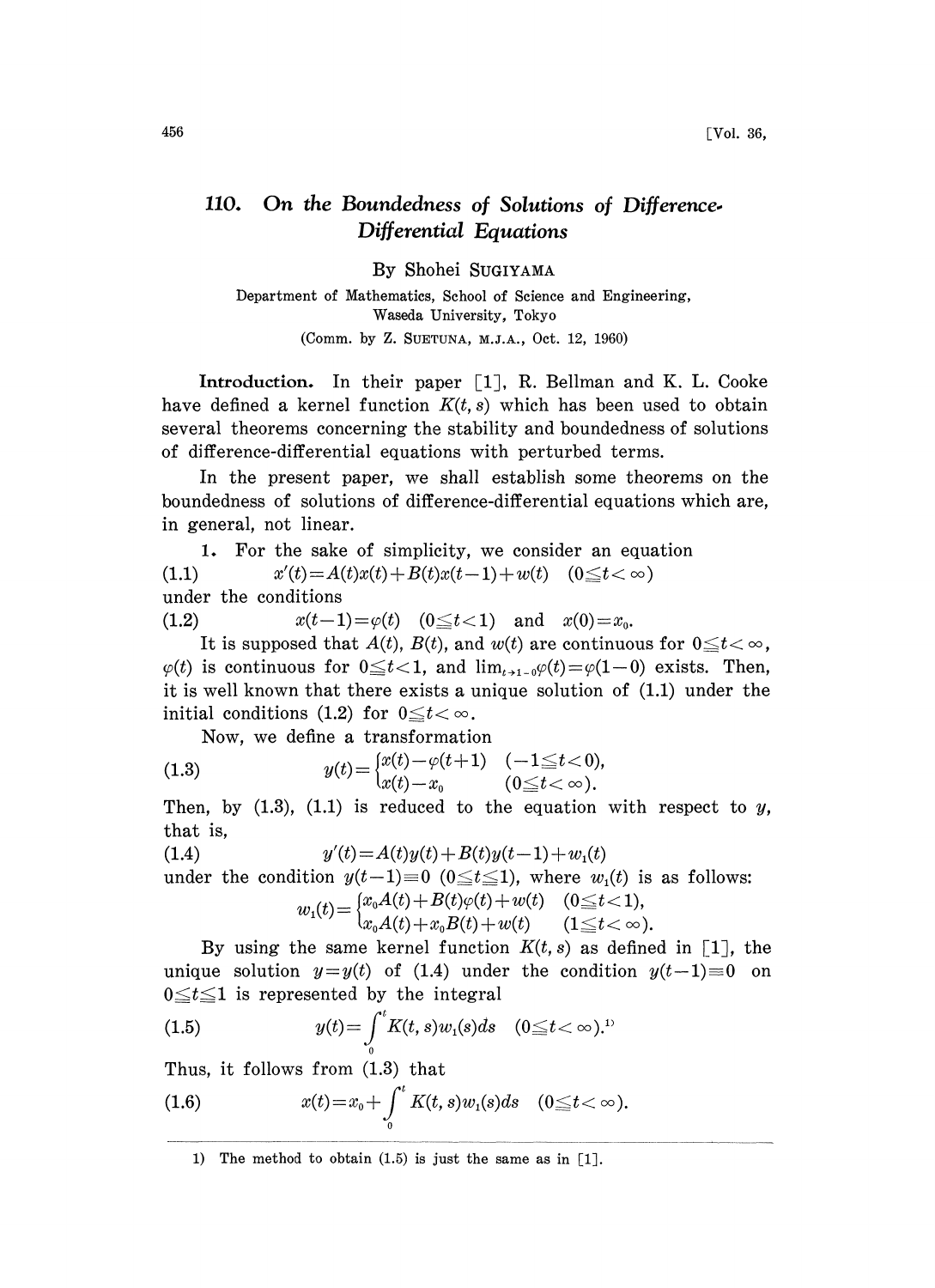# 110. On the Boundedness of Solutions of Difference-Differential Equations

By Shohei SUGIYAMA

Department of Mathematics, School of Science and Engineering, Waseda University, Tokyo

(Comm. by Z. SUETUNA, M.J.A., Oct. 12, 1960)

**Introduction.** In their paper [1], R. Bellman and K. L. Cooke have defined a kernel function $K(t, s)$ which has been used to obtain several theorems concerning the stability and boundedness of solutions of difference-differential equations with perturbed terms.

In the present paper, we shall establish some theorems on the boundedness of solutions of difference-differential equations which are, in general, not linear.

**1.** For the sake of simplicity, we consider an equation

$$x'(t)=A(t)x(t)+B(t)x(t-1)+w(t) \quad (0 \leqq t < \infty) \tag{1.1}$$

under the conditions

$$x(t-1)=\varphi(t) \quad (0 \leqq t < 1) \quad \text{and} \quad x(0)=x_0. \tag{1.2}$$

It is supposed that $A(t)$, $B(t)$, and $w(t)$ are continuous for $0 \leqq t < \infty$, $\varphi(t)$ is continuous for $0 \leqq t < 1$, and $\lim_{t\to 1-0}\varphi(t)=\varphi(1-0)$ exists. Then, it is well known that there exists a unique solution of (1.1) under the initial conditions (1.2) for $0 \leqq t < \infty$.

Now, we define a transformation

$$y(t)=\begin{cases} x(t)-\varphi(t+1) & (-1 \leqq t < 0), \\ x(t)-x_0 & (0 \leqq t < \infty). \end{cases} \tag{1.3}$$

Then, by (1.3), (1.1) is reduced to the equation with respect to $y$, that is,

$$y'(t)=A(t)y(t)+B(t)y(t-1)+w_1(t) \tag{1.4}$$

under the condition $y(t-1)\equiv 0$ $(0 \leqq t \leqq 1)$, where $w_1(t)$ is as follows:

$$w_1(t)=\begin{cases} x_0A(t)+B(t)\varphi(t)+w(t) & (0 \leqq t < 1), \\ x_0A(t)+x_0B(t)+w(t) & (1 \leqq t < \infty). \end{cases}$$

By using the same kernel function $K(t, s)$ as defined in [1], the unique solution $y=y(t)$ of (1.4) under the condition $y(t-1)\equiv 0$ on $0 \leqq t \leqq 1$ is represented by the integral

$$y(t)=\int_0^t K(t, s)w_1(s)ds \quad (0 \leqq t < \infty).^{1)} \tag{1.5}$$

Thus, it follows from (1.3) that

$$x(t)=x_0+\int_0^t K(t, s)w_1(s)ds \quad (0 \leqq t < \infty). \tag{1.6}$$

---

1) The method to obtain (1.5) is just the same as in [1].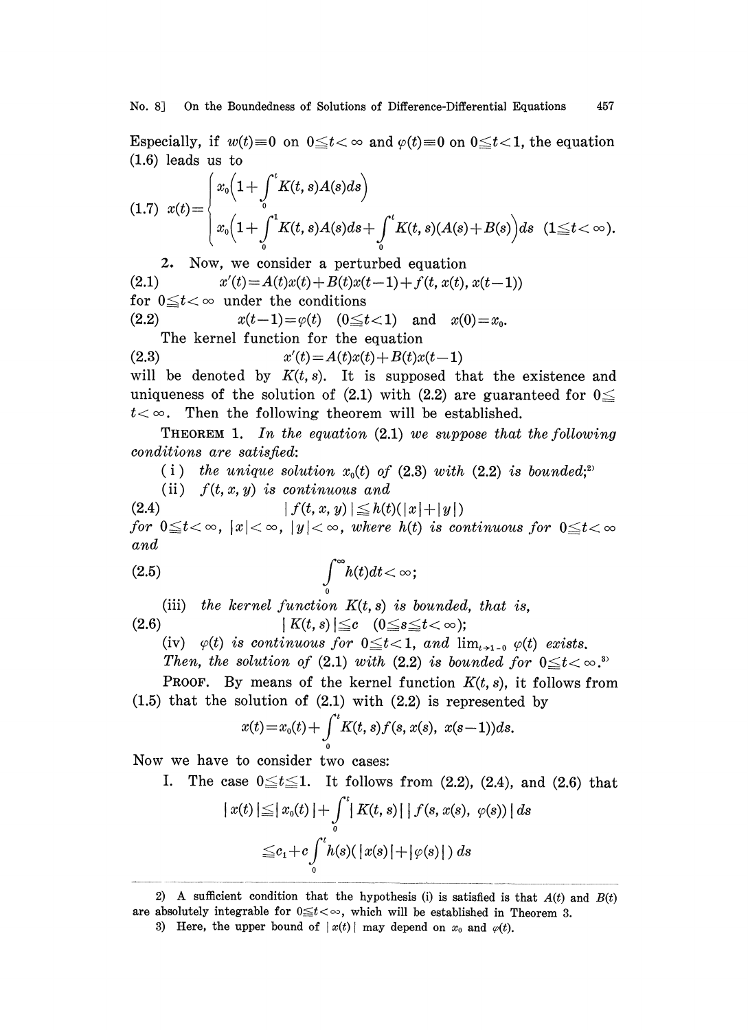Especially, if $w(t)\equiv 0$ on $0\leqq t<\infty$ and $\varphi(t)\equiv 0$ on $0\leqq t<1$, the equation (1.6) leads us to

$$
(1.7)\quad x(t)=\begin{cases} x_0\left(1+\int_0^t K(t,s)A(s)ds\right) \\ x_0\left(1+\int_0^1 K(t,s)A(s)ds+\int_0^t K(t,s)(A(s)+B(s)\right)ds \quad (1\leqq t<\infty). \end{cases}
$$

**2.** Now, we consider a perturbed equation

$$
(2.1)\qquad x'(t)=A(t)x(t)+B(t)x(t-1)+f(t,x(t),x(t-1))
$$

for $0\leqq t<\infty$ under the conditions

$$
(2.2)\qquad x(t-1)=\varphi(t)\quad (0\leqq t<1)\quad \text{and}\quad x(0)=x_0.
$$

The kernel function for the equation

$$
(2.3)\qquad x'(t)=A(t)x(t)+B(t)x(t-1)
$$

will be denoted by $K(t,s)$. It is supposed that the existence and uniqueness of the solution of (2.1) with (2.2) are guaranteed for $0\leqq t<\infty$. Then the following theorem will be established.

THEOREM 1. *In the equation* (2.1) *we suppose that the following conditions are satisfied:*

(i) *the unique solution $x_0(t)$ of* (2.3) *with* (2.2) *is bounded;*[2]

(ii) *$f(t,x,y)$ is continuous and*

$$
(2.4)\qquad |f(t,x,y)|\leqq h(t)(|x|+|y|)
$$

*for $0\leqq t<\infty$, $|x|<\infty$, $|y|<\infty$, where $h(t)$ is continuous for $0\leqq t<\infty$ and*

$$
(2.5)\qquad \int_0^\infty h(t)dt<\infty;
$$

(iii) *the kernel function $K(t,s)$ is bounded, that is,*

$$
(2.6)\qquad |K(t,s)|\leqq c\quad (0\leqq s\leqq t<\infty);
$$

(iv) *$\varphi(t)$ is continuous for $0\leqq t<1$, and $\lim_{t\to 1-0}\varphi(t)$ exists.*

*Then, the solution of* (2.1) *with* (2.2) *is bounded for $0\leqq t<\infty$.*[3]

PROOF. By means of the kernel function $K(t,s)$, it follows from (1.5) that the solution of (2.1) with (2.2) is represented by

$$
x(t)=x_0(t)+\int_0^t K(t,s)f(s,x(s),\ x(s-1))ds.
$$

Now we have to consider two cases:

I. The case $0\leqq t\leqq 1$. It follows from (2.2), (2.4), and (2.6) that

$$
\begin{aligned}
|x(t)|&\leqq |x_0(t)|+\int_0^t |K(t,s)|\,|f(s,x(s),\ \varphi(s))|\,ds \\
&\leqq c_1+c\int_0^t h(s)(|x(s)|+|\varphi(s)|)\,ds
\end{aligned}
$$

---

2) A sufficient condition that the hypothesis (i) is satisfied is that $A(t)$ and $B(t)$ are absolutely integrable for $0\leqq t<\infty$, which will be established in Theorem 3.

3) Here, the upper bound of $|x(t)|$ may depend on $x_0$ and $\varphi(t)$.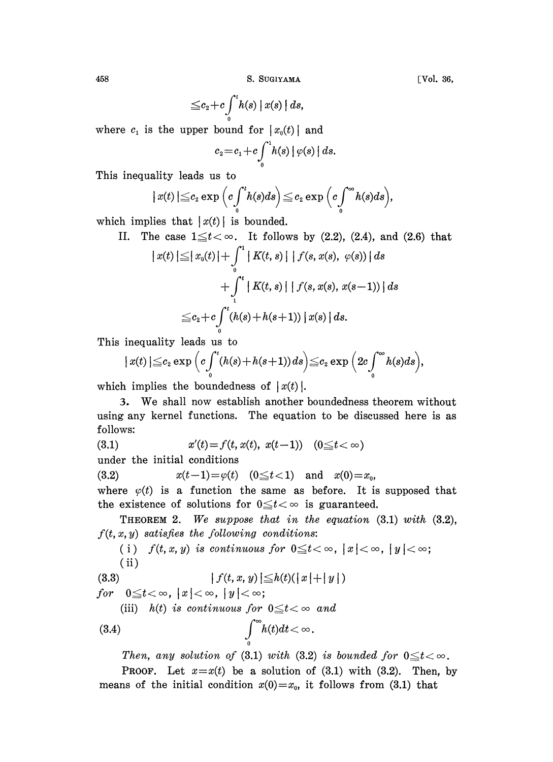$$\leqq c_2 + c\int_0^t h(s)\,|x(s)|\,ds,$$

where $c_1$ is the upper bound for $|x_0(t)|$ and

$$c_2 = c_1 + c\int_0^1 h(s)\,|\varphi(s)|\,ds.$$

This inequality leads us to

$$|x(t)| \leqq c_2 \exp\Big(c\int_0^t h(s)ds\Big) \leqq c_2 \exp\Big(c\int_0^\infty h(s)ds\Big),$$

which implies that $|x(t)|$ is bounded.

II. The case $1 \leqq t < \infty$. It follows by (2.2), (2.4), and (2.6) that

$$|x(t)| \leqq |x_0(t)| + \int_0^1 |K(t,s)|\,|f(s, x(s), \varphi(s))|\,ds$$

$$+ \int_1^t |K(t,s)|\,|f(s, x(s), x(s-1))|\,ds$$

$$\leqq c_2 + c\int_0^t (h(s) + h(s+1))\,|x(s)|\,ds.$$

This inequality leads us to

$$|x(t)| \leqq c_2 \exp\Big(c\int_0^t (h(s)+h(s+1))\,ds\Big) \leqq c_2 \exp\Big(2c\int_0^\infty h(s)ds\Big),$$

which implies the boundedness of $|x(t)|$.

**3.** We shall now establish another boundedness theorem without using any kernel functions. The equation to be discussed here is as follows:

$$x'(t) = f(t, x(t), x(t-1)) \quad (0 \leqq t < \infty) \tag{3.1}$$

under the initial conditions

$$x(t-1) = \varphi(t) \quad (0 \leqq t < 1) \quad \text{and} \quad x(0) = x_0, \tag{3.2}$$

where $\varphi(t)$ is a function the same as before. It is supposed that the existence of solutions for $0 \leqq t < \infty$ is guaranteed.

THEOREM 2. *We suppose that in the equation* (3.1) *with* (3.2), *$f(t, x, y)$ satisfies the following conditions*:

(i) *$f(t, x, y)$ is continuous for $0 \leqq t < \infty$, $|x| < \infty$, $|y| < \infty$;*

(ii)

$$|f(t, x, y)| \leqq h(t)(|x| + |y|) \tag{3.3}$$

*for* $0 \leqq t < \infty$, $|x| < \infty$, $|y| < \infty$;

(iii) *$h(t)$ is continuous for $0 \leqq t < \infty$ and*

$$\int_0^\infty h(t)dt < \infty. \tag{3.4}$$

*Then, any solution of* (3.1) *with* (3.2) *is bounded for $0 \leqq t < \infty$.*

PROOF. Let $x = x(t)$ be a solution of (3.1) with (3.2). Then, by means of the initial condition $x(0) = x_0$, it follows from (3.1) that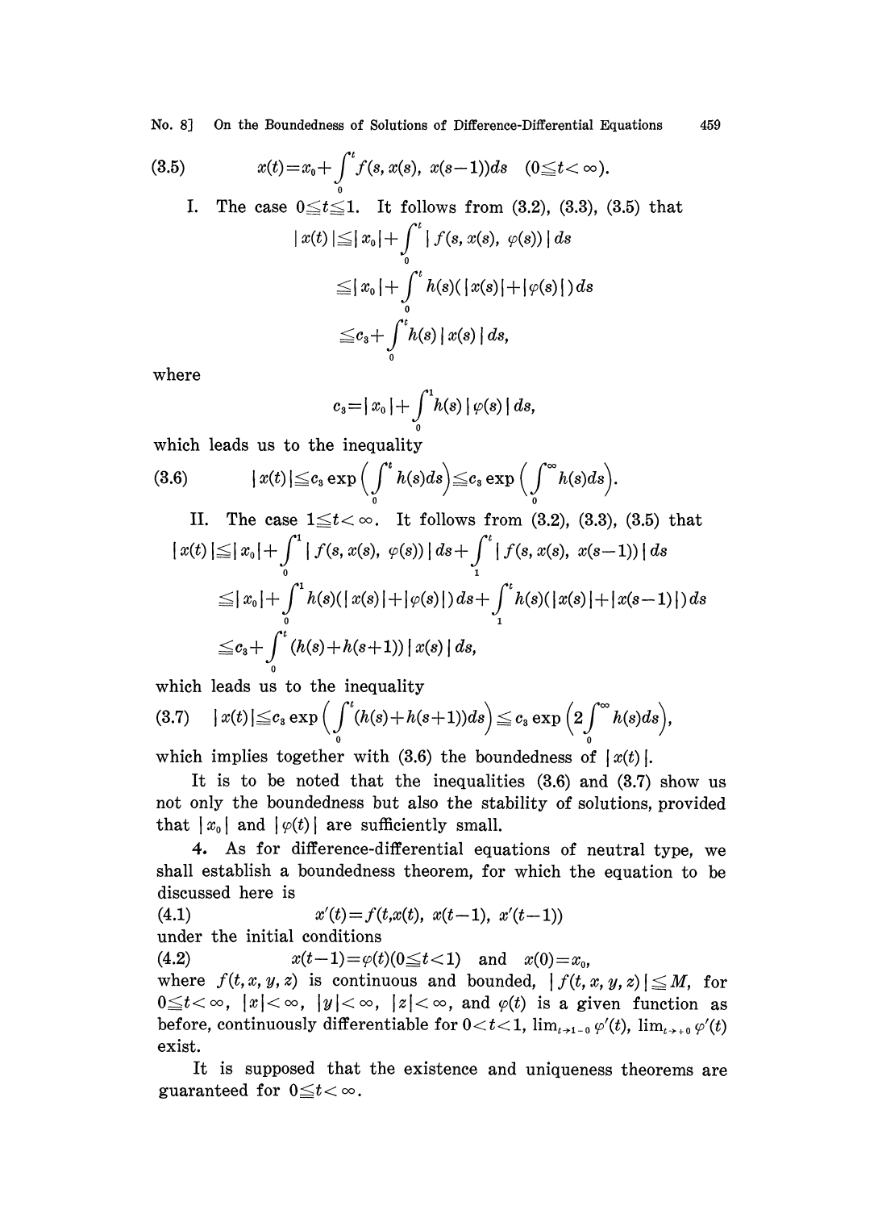$$x(t)=x_0+\int_0^t f(s,x(s),\ x(s-1))ds \quad (0\leqq t<\infty). \tag{3.5}$$

I. The case $0\leqq t\leqq 1$. It follows from (3.2), (3.3), (3.5) that

$$\begin{aligned}|x(t)|&\leqq|x_0|+\int_0^t|f(s,x(s),\ \varphi(s))|ds\\&\leqq|x_0|+\int_0^t h(s)(|x(s)|+|\varphi(s)|)ds\\&\leqq c_3+\int_0^t h(s)|x(s)|ds,\end{aligned}$$

where

$$c_3=|x_0|+\int_0^1 h(s)|\varphi(s)|ds,$$

which leads us to the inequality

$$|x(t)|\leqq c_3\exp\Big(\int_0^t h(s)ds\Big)\leqq c_3\exp\Big(\int_0^\infty h(s)ds\Big). \tag{3.6}$$

II. The case $1\leqq t<\infty$. It follows from (3.2), (3.3), (3.5) that

$$\begin{aligned}|x(t)|&\leqq|x_0|+\int_0^1|f(s,x(s),\ \varphi(s))|ds+\int_1^t|f(s,x(s),\ x(s-1))|ds\\&\leqq|x_0|+\int_0^1 h(s)(|x(s)|+|\varphi(s)|)ds+\int_1^t h(s)(|x(s)|+|x(s-1)|)ds\\&\leqq c_3+\int_0^t (h(s)+h(s+1))|x(s)|ds,\end{aligned}$$

which leads us to the inequality

$$|x(t)|\leqq c_3\exp\Big(\int_0^t(h(s)+h(s+1))ds\Big)\leqq c_3\exp\Big(2\int_0^\infty h(s)ds\Big), \tag{3.7}$$

which implies together with (3.6) the boundedness of $|x(t)|$.

It is to be noted that the inequalities (3.6) and (3.7) show us not only the boundedness but also the stability of solutions, provided that $|x_0|$ and $|\varphi(t)|$ are sufficiently small.

**4.** As for difference-differential equations of neutral type, we shall establish a boundedness theorem, for which the equation to be discussed here is

$$x'(t)=f(t,x(t),\ x(t-1),\ x'(t-1)) \tag{4.1}$$

under the initial conditions

$$x(t-1)=\varphi(t)(0\leqq t<1) \quad \text{and} \quad x(0)=x_0, \tag{4.2}$$

where $f(t,x,y,z)$ is continuous and bounded, $|f(t,x,y,z)|\leqq M$, for $0\leqq t<\infty$, $|x|<\infty$, $|y|<\infty$, $|z|<\infty$, and $\varphi(t)$ is a given function as before, continuously differentiable for $0<t<1$, $\lim_{t\to 1-0}\varphi'(t)$, $\lim_{t\to +0}\varphi'(t)$ exist.

It is supposed that the existence and uniqueness theorems are guaranteed for $0\leqq t<\infty$.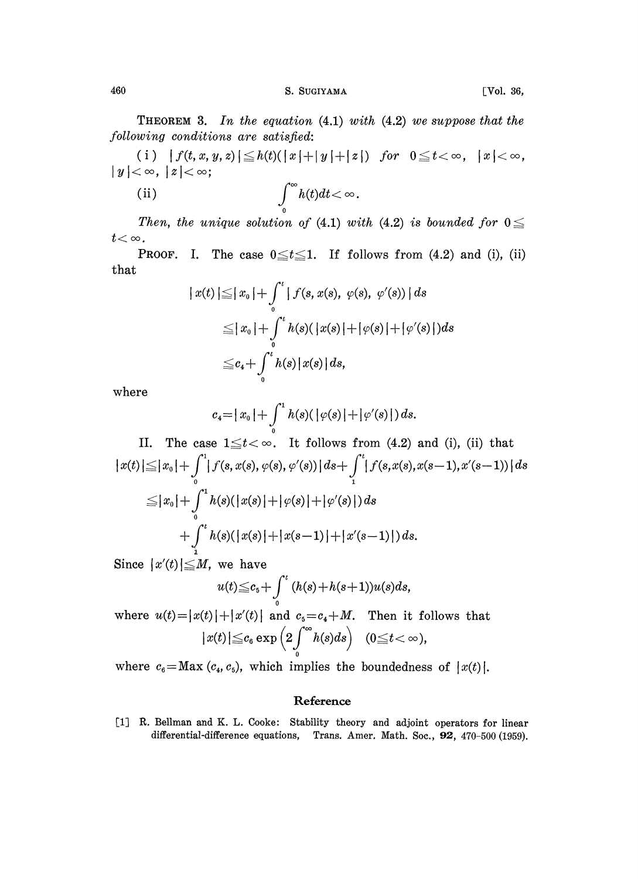**Theorem 3.** *In the equation* (4.1) *with* (4.2) *we suppose that the following conditions are satisfied*:

(i) $|f(t, x, y, z)| \leqq h(t)(|x|+|y|+|z|)$ *for* $0 \leqq t < \infty$, $|x| < \infty$, $|y| < \infty$, $|z| < \infty$;

(ii) $$\int_0^\infty h(t)dt < \infty.$$

*Then, the unique solution of* (4.1) *with* (4.2) *is bounded for* $0 \leqq t < \infty$.

**Proof.** I. The case $0 \leqq t \leqq 1$. If follows from (4.2) and (i), (ii) that

$$\begin{aligned} |x(t)| &\leqq |x_0| + \int_0^t |f(s, x(s), \varphi(s), \varphi'(s))| ds \\ &\leqq |x_0| + \int_0^t h(s)(|x(s)|+|\varphi(s)|+|\varphi'(s)|) ds \\ &\leqq c_4 + \int_0^t h(s)|x(s)| ds, \end{aligned}$$

where

$$c_4 = |x_0| + \int_0^1 h(s)(|\varphi(s)|+|\varphi'(s)|) ds.$$

II. The case $1 \leqq t < \infty$. It follows from (4.2) and (i), (ii) that

$$\begin{aligned} |x(t)| &\leqq |x_0| + \int_0^1 |f(s, x(s), \varphi(s), \varphi'(s))| ds + \int_1^t |f(s, x(s), x(s-1), x'(s-1))| ds \\ &\leqq |x_0| + \int_0^1 h(s)(|x(s)|+|\varphi(s)|+|\varphi'(s)|) ds \\ &\quad + \int_1^t h(s)(|x(s)|+|x(s-1)|+|x'(s-1)|) ds. \end{aligned}$$

Since $|x'(t)| \leqq M$, we have

$$u(t) \leqq c_5 + \int_0^t (h(s)+h(s+1)) u(s) ds,$$

where $u(t) = |x(t)| + |x'(t)|$ and $c_5 = c_4 + M$. Then it follows that

$$|x(t)| \leqq c_6 \exp\left(2\int_0^\infty h(s)ds\right) \quad (0 \leqq t < \infty),$$

where $c_6 = \text{Max}(c_4, c_5)$, which implies the boundedness of $|x(t)|$.

## Reference

[1] R. Bellman and K. L. Cooke: Stability theory and adjoint operators for linear differential-difference equations, Trans. Amer. Math. Soc., **92**, 470-500 (1959).